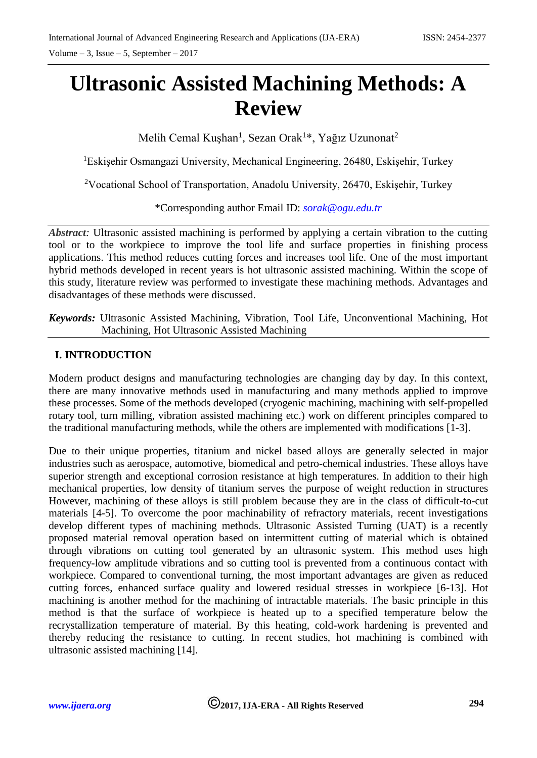# Ultrasonic Assisted Machining Methods: A Review

Melih Cemal Kuşhan[1], Sezan Orak[1]*, Yağız Uzunonat[2]

[1]Eskişehir Osmangazi University, Mechanical Engineering, 26480, Eskişehir, Turkey

[2]Vocational School of Transportation, Anadolu University, 26470, Eskişehir, Turkey

*Corresponding author Email ID: sorak@ogu.edu.tr

*Abstract:* Ultrasonic assisted machining is performed by applying a certain vibration to the cutting tool or to the workpiece to improve the tool life and surface properties in finishing process applications. This method reduces cutting forces and increases tool life. One of the most important hybrid methods developed in recent years is hot ultrasonic assisted machining. Within the scope of this study, literature review was performed to investigate these machining methods. Advantages and disadvantages of these methods were discussed.

***Keywords:*** Ultrasonic Assisted Machining, Vibration, Tool Life, Unconventional Machining, Hot Machining, Hot Ultrasonic Assisted Machining

## I. INTRODUCTION

Modern product designs and manufacturing technologies are changing day by day. In this context, there are many innovative methods used in manufacturing and many methods applied to improve these processes. Some of the methods developed (cryogenic machining, machining with self-propelled rotary tool, turn milling, vibration assisted machining etc.) work on different principles compared to the traditional manufacturing methods, while the others are implemented with modifications [1-3].

Due to their unique properties, titanium and nickel based alloys are generally selected in major industries such as aerospace, automotive, biomedical and petro-chemical industries. These alloys have superior strength and exceptional corrosion resistance at high temperatures. In addition to their high mechanical properties, low density of titanium serves the purpose of weight reduction in structures However, machining of these alloys is still problem because they are in the class of difficult-to-cut materials [4-5]. To overcome the poor machinability of refractory materials, recent investigations develop different types of machining methods. Ultrasonic Assisted Turning (UAT) is a recently proposed material removal operation based on intermittent cutting of material which is obtained through vibrations on cutting tool generated by an ultrasonic system. This method uses high frequency-low amplitude vibrations and so cutting tool is prevented from a continuous contact with workpiece. Compared to conventional turning, the most important advantages are given as reduced cutting forces, enhanced surface quality and lowered residual stresses in workpiece [6-13]. Hot machining is another method for the machining of intractable materials. The basic principle in this method is that the surface of workpiece is heated up to a specified temperature below the recrystallization temperature of material. By this heating, cold-work hardening is prevented and thereby reducing the resistance to cutting. In recent studies, hot machining is combined with ultrasonic assisted machining [14].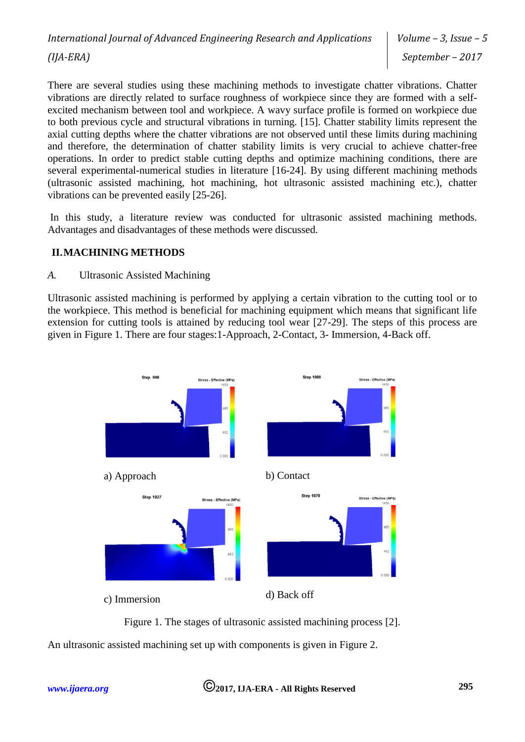There are several studies using these machining methods to investigate chatter vibrations. Chatter vibrations are directly related to surface roughness of workpiece since they are formed with a self-excited mechanism between tool and workpiece. A wavy surface profile is formed on workpiece due to both previous cycle and structural vibrations in turning. [15]. Chatter stability limits represent the axial cutting depths where the chatter vibrations are not observed until these limits during machining and therefore, the determination of chatter stability limits is very crucial to achieve chatter-free operations. In order to predict stable cutting depths and optimize machining conditions, there are several experimental-numerical studies in literature [16-24]. By using different machining methods (ultrasonic assisted machining, hot machining, hot ultrasonic assisted machining etc.), chatter vibrations can be prevented easily [25-26].

In this study, a literature review was conducted for ultrasonic assisted machining methods. Advantages and disadvantages of these methods were discussed.

## II. MACHINING METHODS

### *A.* Ultrasonic Assisted Machining

Ultrasonic assisted machining is performed by applying a certain vibration to the cutting tool or to the workpiece. This method is beneficial for machining equipment which means that significant life extension for cutting tools is attained by reducing tool wear [27-29]. The steps of this process are given in Figure 1. There are four stages:1-Approach, 2-Contact, 3- Immersion, 4-Back off.

a) Approach

b) Contact

c) Immersion

d) Back off

Figure 1. The stages of ultrasonic assisted machining process [2].

An ultrasonic assisted machining set up with components is given in Figure 2.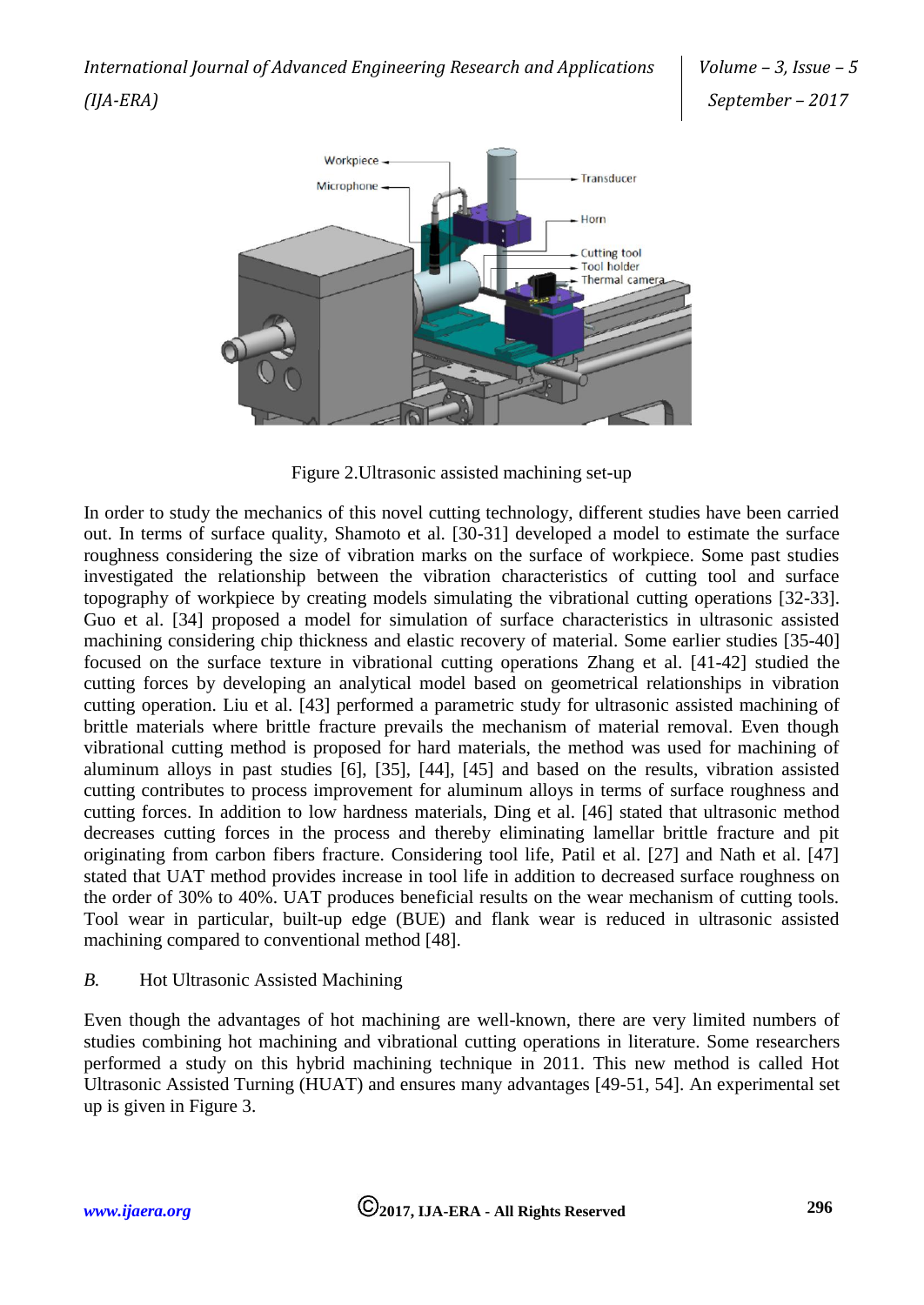Figure 2.Ultrasonic assisted machining set-up

In order to study the mechanics of this novel cutting technology, different studies have been carried out. In terms of surface quality, Shamoto et al. [30-31] developed a model to estimate the surface roughness considering the size of vibration marks on the surface of workpiece. Some past studies investigated the relationship between the vibration characteristics of cutting tool and surface topography of workpiece by creating models simulating the vibrational cutting operations [32-33]. Guo et al. [34] proposed a model for simulation of surface characteristics in ultrasonic assisted machining considering chip thickness and elastic recovery of material. Some earlier studies [35-40] focused on the surface texture in vibrational cutting operations Zhang et al. [41-42] studied the cutting forces by developing an analytical model based on geometrical relationships in vibration cutting operation. Liu et al. [43] performed a parametric study for ultrasonic assisted machining of brittle materials where brittle fracture prevails the mechanism of material removal. Even though vibrational cutting method is proposed for hard materials, the method was used for machining of aluminum alloys in past studies [6], [35], [44], [45] and based on the results, vibration assisted cutting contributes to process improvement for aluminum alloys in terms of surface roughness and cutting forces. In addition to low hardness materials, Ding et al. [46] stated that ultrasonic method decreases cutting forces in the process and thereby eliminating lamellar brittle fracture and pit originating from carbon fibers fracture. Considering tool life, Patil et al. [27] and Nath et al. [47] stated that UAT method provides increase in tool life in addition to decreased surface roughness on the order of 30% to 40%. UAT produces beneficial results on the wear mechanism of cutting tools. Tool wear in particular, built-up edge (BUE) and flank wear is reduced in ultrasonic assisted machining compared to conventional method [48].

### *B.* Hot Ultrasonic Assisted Machining

Even though the advantages of hot machining are well-known, there are very limited numbers of studies combining hot machining and vibrational cutting operations in literature. Some researchers performed a study on this hybrid machining technique in 2011. This new method is called Hot Ultrasonic Assisted Turning (HUAT) and ensures many advantages [49-51, 54]. An experimental set up is given in Figure 3.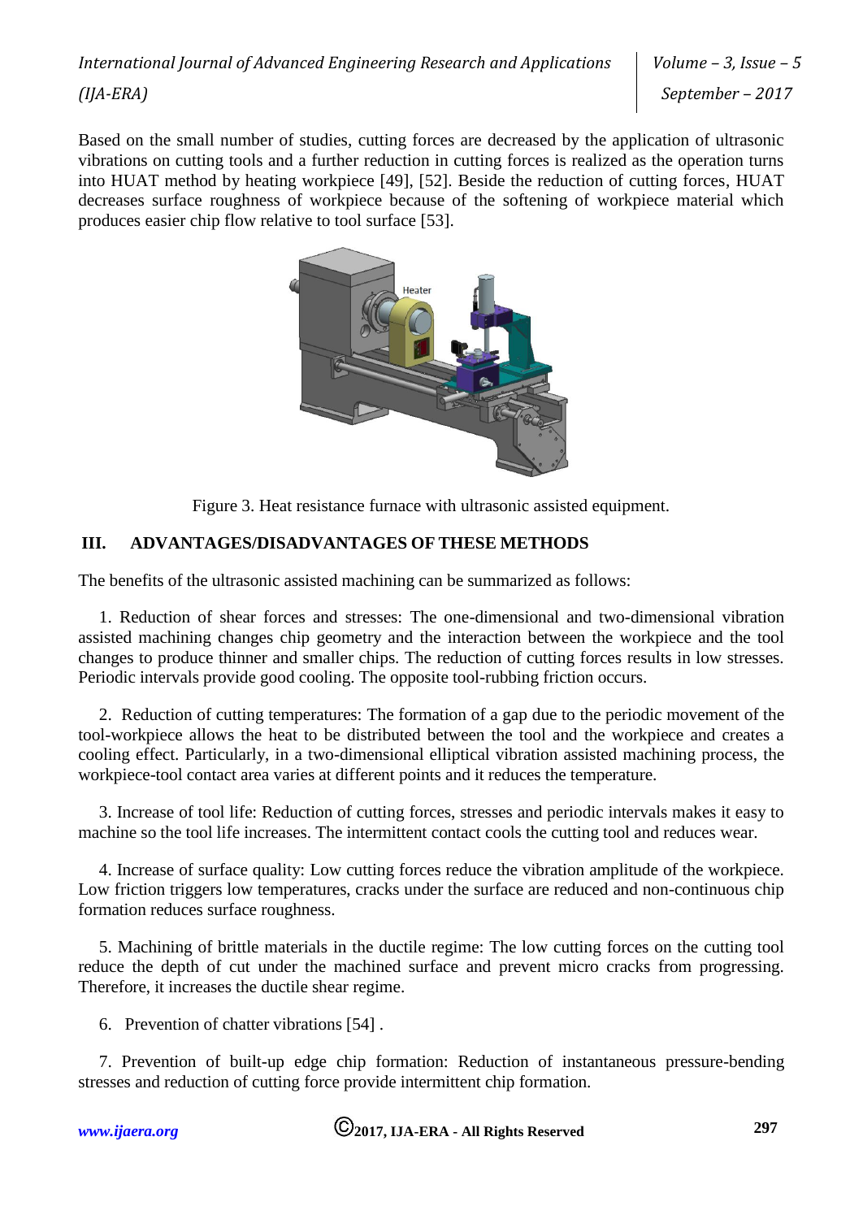Based on the small number of studies, cutting forces are decreased by the application of ultrasonic vibrations on cutting tools and a further reduction in cutting forces is realized as the operation turns into HUAT method by heating workpiece [49], [52]. Beside the reduction of cutting forces, HUAT decreases surface roughness of workpiece because of the softening of workpiece material which produces easier chip flow relative to tool surface [53].

Figure 3. Heat resistance furnace with ultrasonic assisted equipment.

## III. ADVANTAGES/DISADVANTAGES OF THESE METHODS

The benefits of the ultrasonic assisted machining can be summarized as follows:

1. Reduction of shear forces and stresses: The one-dimensional and two-dimensional vibration assisted machining changes chip geometry and the interaction between the workpiece and the tool changes to produce thinner and smaller chips. The reduction of cutting forces results in low stresses. Periodic intervals provide good cooling. The opposite tool-rubbing friction occurs.

2. Reduction of cutting temperatures: The formation of a gap due to the periodic movement of the tool-workpiece allows the heat to be distributed between the tool and the workpiece and creates a cooling effect. Particularly, in a two-dimensional elliptical vibration assisted machining process, the workpiece-tool contact area varies at different points and it reduces the temperature.

3. Increase of tool life: Reduction of cutting forces, stresses and periodic intervals makes it easy to machine so the tool life increases. The intermittent contact cools the cutting tool and reduces wear.

4. Increase of surface quality: Low cutting forces reduce the vibration amplitude of the workpiece. Low friction triggers low temperatures, cracks under the surface are reduced and non-continuous chip formation reduces surface roughness.

5. Machining of brittle materials in the ductile regime: The low cutting forces on the cutting tool reduce the depth of cut under the machined surface and prevent micro cracks from progressing. Therefore, it increases the ductile shear regime.

6. Prevention of chatter vibrations [54] .

7. Prevention of built-up edge chip formation: Reduction of instantaneous pressure-bending stresses and reduction of cutting force provide intermittent chip formation.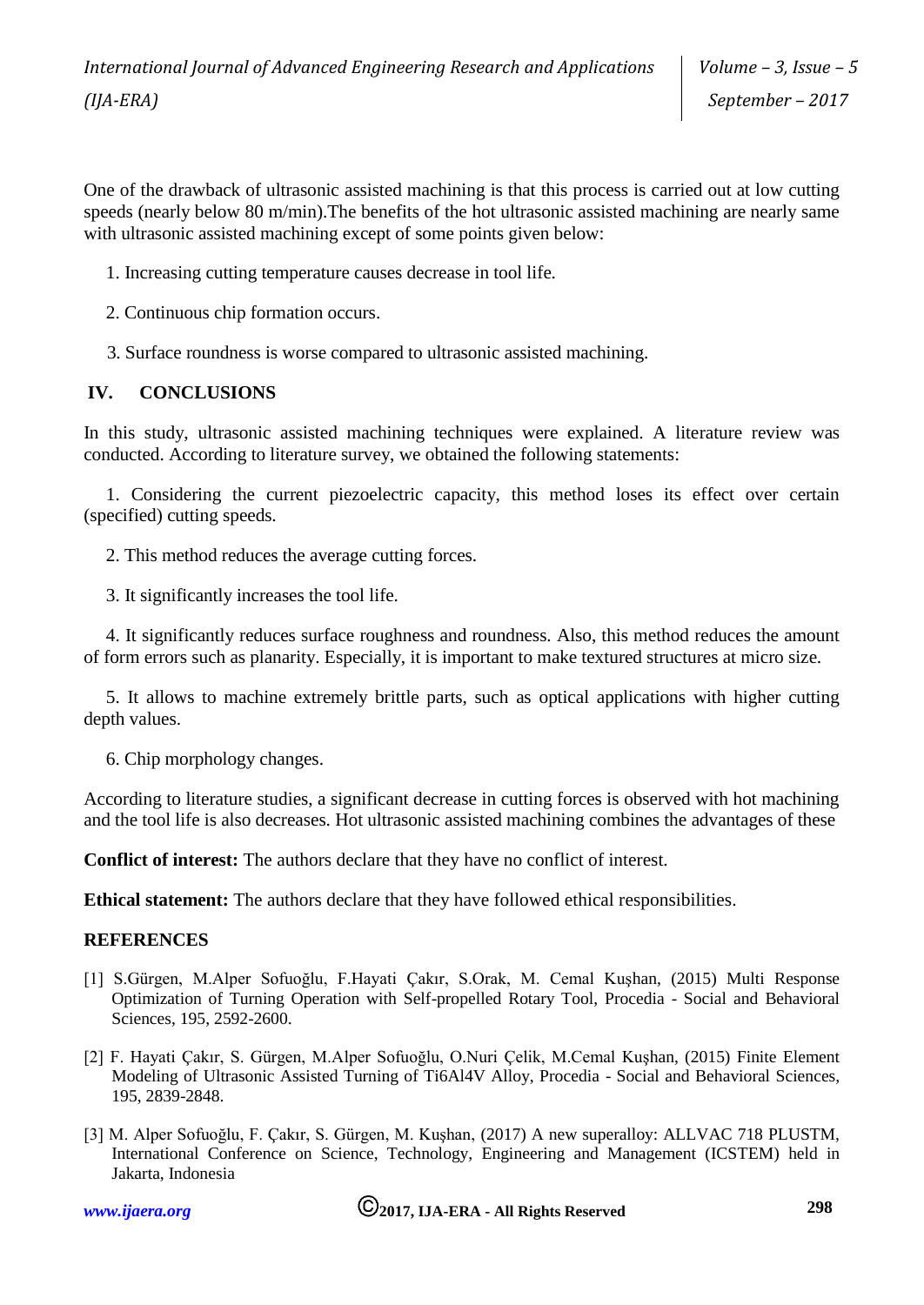One of the drawback of ultrasonic assisted machining is that this process is carried out at low cutting speeds (nearly below 80 m/min).The benefits of the hot ultrasonic assisted machining are nearly same with ultrasonic assisted machining except of some points given below:

1. Increasing cutting temperature causes decrease in tool life.

2. Continuous chip formation occurs.

3. Surface roundness is worse compared to ultrasonic assisted machining.

## IV. CONCLUSIONS

In this study, ultrasonic assisted machining techniques were explained. A literature review was conducted. According to literature survey, we obtained the following statements:

1. Considering the current piezoelectric capacity, this method loses its effect over certain (specified) cutting speeds.

2. This method reduces the average cutting forces.

3. It significantly increases the tool life.

4. It significantly reduces surface roughness and roundness. Also, this method reduces the amount of form errors such as planarity. Especially, it is important to make textured structures at micro size.

5. It allows to machine extremely brittle parts, such as optical applications with higher cutting depth values.

6. Chip morphology changes.

According to literature studies, a significant decrease in cutting forces is observed with hot machining and the tool life is also decreases. Hot ultrasonic assisted machining combines the advantages of these

**Conflict of interest:** The authors declare that they have no conflict of interest.

**Ethical statement:** The authors declare that they have followed ethical responsibilities.

## REFERENCES

[1] S.Gürgen, M.Alper Sofuoğlu, F.Hayati Çakır, S.Orak, M. Cemal Kuşhan, (2015) Multi Response Optimization of Turning Operation with Self-propelled Rotary Tool, Procedia - Social and Behavioral Sciences, 195, 2592-2600.

[2] F. Hayati Çakır, S. Gürgen, M.Alper Sofuoğlu, O.Nuri Çelik, M.Cemal Kuşhan, (2015) Finite Element Modeling of Ultrasonic Assisted Turning of Ti6Al4V Alloy, Procedia - Social and Behavioral Sciences, 195, 2839-2848.

[3] M. Alper Sofuoğlu, F. Çakır, S. Gürgen, M. Kuşhan, (2017) A new superalloy: ALLVAC 718 PLUSTM, International Conference on Science, Technology, Engineering and Management (ICSTEM) held in Jakarta, Indonesia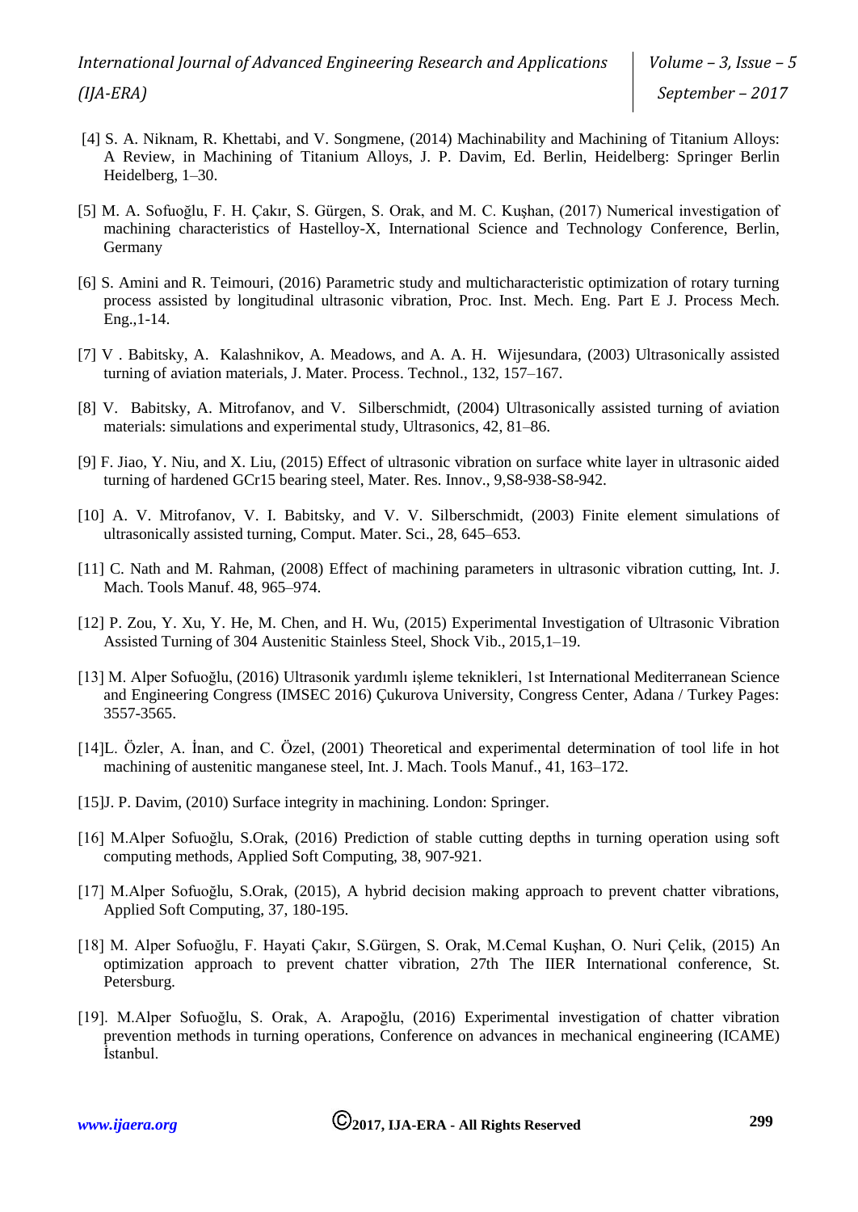[4] S. A. Niknam, R. Khettabi, and V. Songmene, (2014) Machinability and Machining of Titanium Alloys: A Review, in Machining of Titanium Alloys, J. P. Davim, Ed. Berlin, Heidelberg: Springer Berlin Heidelberg, 1–30.

[5] M. A. Sofuoğlu, F. H. Çakır, S. Gürgen, S. Orak, and M. C. Kuşhan, (2017) Numerical investigation of machining characteristics of Hastelloy-X, International Science and Technology Conference, Berlin, Germany

[6] S. Amini and R. Teimouri, (2016) Parametric study and multicharacteristic optimization of rotary turning process assisted by longitudinal ultrasonic vibration, Proc. Inst. Mech. Eng. Part E J. Process Mech. Eng.,1-14.

[7] V . Babitsky, A. Kalashnikov, A. Meadows, and A. A. H. Wijesundara, (2003) Ultrasonically assisted turning of aviation materials, J. Mater. Process. Technol., 132, 157–167.

[8] V. Babitsky, A. Mitrofanov, and V. Silberschmidt, (2004) Ultrasonically assisted turning of aviation materials: simulations and experimental study, Ultrasonics, 42, 81–86.

[9] F. Jiao, Y. Niu, and X. Liu, (2015) Effect of ultrasonic vibration on surface white layer in ultrasonic aided turning of hardened GCr15 bearing steel, Mater. Res. Innov., 9,S8-938-S8-942.

[10] A. V. Mitrofanov, V. I. Babitsky, and V. V. Silberschmidt, (2003) Finite element simulations of ultrasonically assisted turning, Comput. Mater. Sci., 28, 645–653.

[11] C. Nath and M. Rahman, (2008) Effect of machining parameters in ultrasonic vibration cutting, Int. J. Mach. Tools Manuf. 48, 965–974.

[12] P. Zou, Y. Xu, Y. He, M. Chen, and H. Wu, (2015) Experimental Investigation of Ultrasonic Vibration Assisted Turning of 304 Austenitic Stainless Steel, Shock Vib., 2015,1–19.

[13] M. Alper Sofuoğlu, (2016) Ultrasonik yardımlı işleme teknikleri, 1st International Mediterranean Science and Engineering Congress (IMSEC 2016) Çukurova University, Congress Center, Adana / Turkey Pages: 3557-3565.

[14]L. Özler, A. İnan, and C. Özel, (2001) Theoretical and experimental determination of tool life in hot machining of austenitic manganese steel, Int. J. Mach. Tools Manuf., 41, 163–172.

[15]J. P. Davim, (2010) Surface integrity in machining. London: Springer.

[16] M.Alper Sofuoğlu, S.Orak, (2016) Prediction of stable cutting depths in turning operation using soft computing methods, Applied Soft Computing, 38, 907-921.

[17] M.Alper Sofuoğlu, S.Orak, (2015), A hybrid decision making approach to prevent chatter vibrations, Applied Soft Computing, 37, 180-195.

[18] M. Alper Sofuoğlu, F. Hayati Çakır, S.Gürgen, S. Orak, M.Cemal Kuşhan, O. Nuri Çelik, (2015) An optimization approach to prevent chatter vibration, 27th The IIER International conference, St. Petersburg.

[19]. M.Alper Sofuoğlu, S. Orak, A. Arapoğlu, (2016) Experimental investigation of chatter vibration prevention methods in turning operations, Conference on advances in mechanical engineering (ICAME) İstanbul.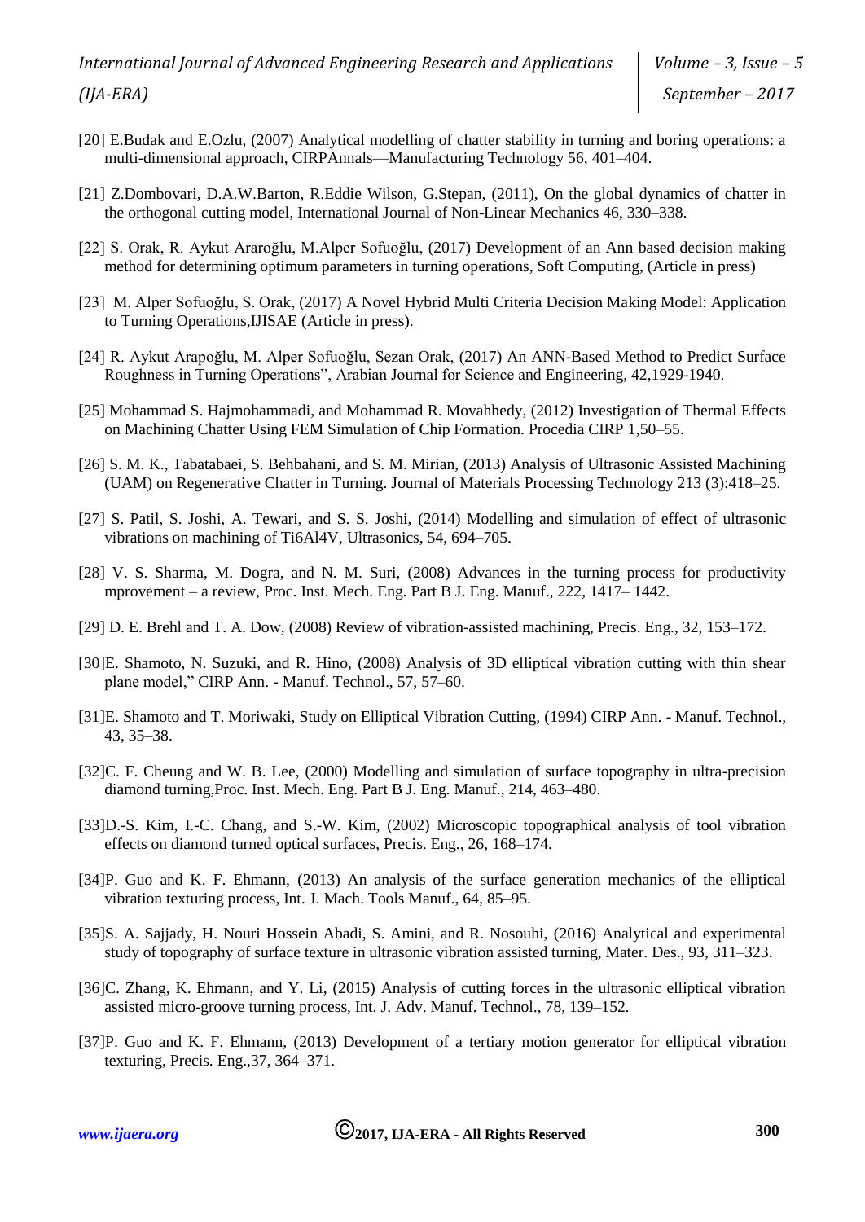[20] E.Budak and E.Ozlu, (2007) Analytical modelling of chatter stability in turning and boring operations: a multi-dimensional approach, CIRPAnnals—Manufacturing Technology 56, 401–404.

[21] Z.Dombovari, D.A.W.Barton, R.Eddie Wilson, G.Stepan, (2011), On the global dynamics of chatter in the orthogonal cutting model, International Journal of Non-Linear Mechanics 46, 330–338.

[22] S. Orak, R. Aykut Araroğlu, M.Alper Sofuoğlu, (2017) Development of an Ann based decision making method for determining optimum parameters in turning operations, Soft Computing, (Article in press)

[23] M. Alper Sofuoğlu, S. Orak, (2017) A Novel Hybrid Multi Criteria Decision Making Model: Application to Turning Operations,IJISAE (Article in press).

[24] R. Aykut Arapoğlu, M. Alper Sofuoğlu, Sezan Orak, (2017) An ANN-Based Method to Predict Surface Roughness in Turning Operations", Arabian Journal for Science and Engineering, 42,1929-1940.

[25] Mohammad S. Hajmohammadi, and Mohammad R. Movahhedy, (2012) Investigation of Thermal Effects on Machining Chatter Using FEM Simulation of Chip Formation. Procedia CIRP 1,50–55.

[26] S. M. K., Tabatabaei, S. Behbahani, and S. M. Mirian, (2013) Analysis of Ultrasonic Assisted Machining (UAM) on Regenerative Chatter in Turning. Journal of Materials Processing Technology 213 (3):418–25.

[27] S. Patil, S. Joshi, A. Tewari, and S. S. Joshi, (2014) Modelling and simulation of effect of ultrasonic vibrations on machining of Ti6Al4V, Ultrasonics, 54, 694–705.

[28] V. S. Sharma, M. Dogra, and N. M. Suri, (2008) Advances in the turning process for productivity mprovement – a review, Proc. Inst. Mech. Eng. Part B J. Eng. Manuf., 222, 1417– 1442.

[29] D. E. Brehl and T. A. Dow, (2008) Review of vibration-assisted machining, Precis. Eng., 32, 153–172.

[30]E. Shamoto, N. Suzuki, and R. Hino, (2008) Analysis of 3D elliptical vibration cutting with thin shear plane model," CIRP Ann. - Manuf. Technol., 57, 57–60.

[31]E. Shamoto and T. Moriwaki, Study on Elliptical Vibration Cutting, (1994) CIRP Ann. - Manuf. Technol., 43, 35–38.

[32]C. F. Cheung and W. B. Lee, (2000) Modelling and simulation of surface topography in ultra-precision diamond turning,Proc. Inst. Mech. Eng. Part B J. Eng. Manuf., 214, 463–480.

[33]D.-S. Kim, I.-C. Chang, and S.-W. Kim, (2002) Microscopic topographical analysis of tool vibration effects on diamond turned optical surfaces, Precis. Eng., 26, 168–174.

[34]P. Guo and K. F. Ehmann, (2013) An analysis of the surface generation mechanics of the elliptical vibration texturing process, Int. J. Mach. Tools Manuf., 64, 85–95.

[35]S. A. Sajjady, H. Nouri Hossein Abadi, S. Amini, and R. Nosouhi, (2016) Analytical and experimental study of topography of surface texture in ultrasonic vibration assisted turning, Mater. Des., 93, 311–323.

[36]C. Zhang, K. Ehmann, and Y. Li, (2015) Analysis of cutting forces in the ultrasonic elliptical vibration assisted micro-groove turning process, Int. J. Adv. Manuf. Technol., 78, 139–152.

[37]P. Guo and K. F. Ehmann, (2013) Development of a tertiary motion generator for elliptical vibration texturing, Precis. Eng.,37, 364–371.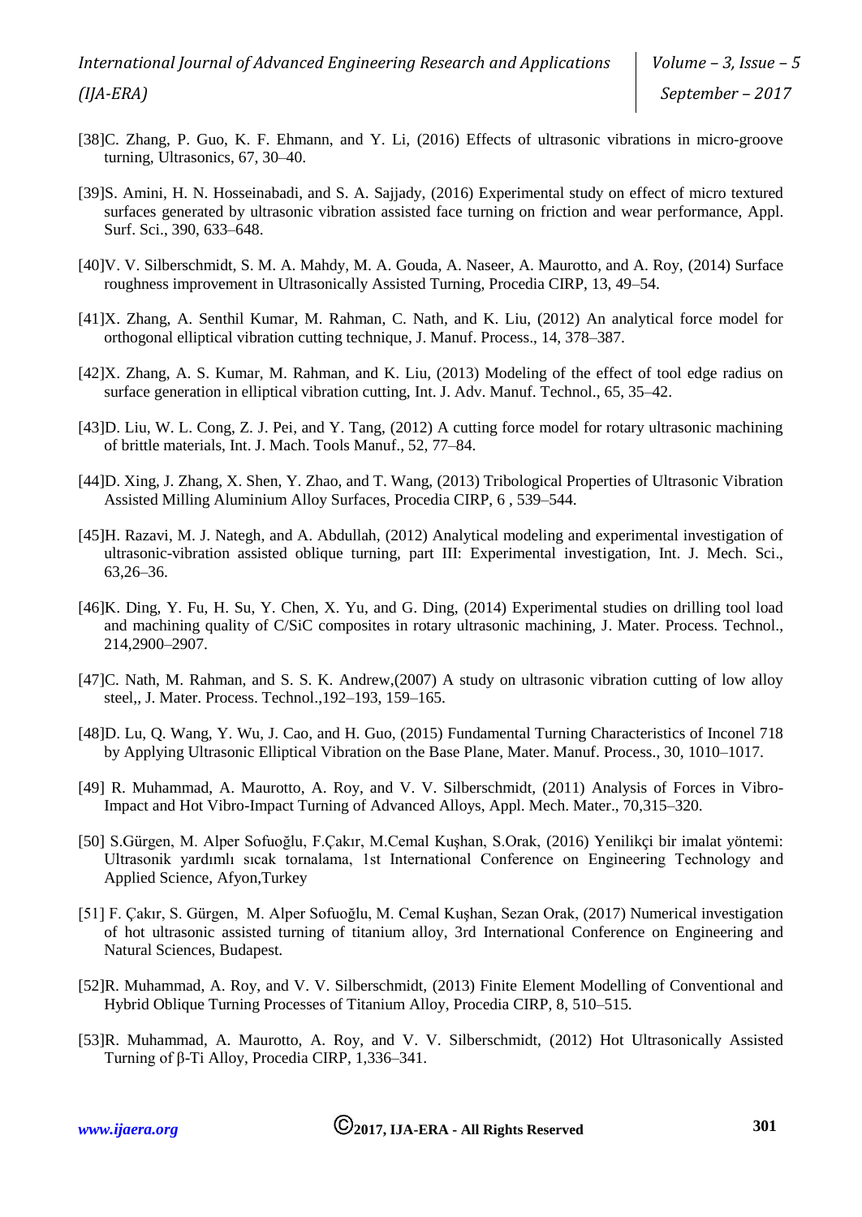[38]C. Zhang, P. Guo, K. F. Ehmann, and Y. Li, (2016) Effects of ultrasonic vibrations in micro-groove turning, Ultrasonics, 67, 30–40.

[39]S. Amini, H. N. Hosseinabadi, and S. A. Sajjady, (2016) Experimental study on effect of micro textured surfaces generated by ultrasonic vibration assisted face turning on friction and wear performance, Appl. Surf. Sci., 390, 633–648.

[40]V. V. Silberschmidt, S. M. A. Mahdy, M. A. Gouda, A. Naseer, A. Maurotto, and A. Roy, (2014) Surface roughness improvement in Ultrasonically Assisted Turning, Procedia CIRP, 13, 49–54.

[41]X. Zhang, A. Senthil Kumar, M. Rahman, C. Nath, and K. Liu, (2012) An analytical force model for orthogonal elliptical vibration cutting technique, J. Manuf. Process., 14, 378–387.

[42]X. Zhang, A. S. Kumar, M. Rahman, and K. Liu, (2013) Modeling of the effect of tool edge radius on surface generation in elliptical vibration cutting, Int. J. Adv. Manuf. Technol., 65, 35–42.

[43]D. Liu, W. L. Cong, Z. J. Pei, and Y. Tang, (2012) A cutting force model for rotary ultrasonic machining of brittle materials, Int. J. Mach. Tools Manuf., 52, 77–84.

[44]D. Xing, J. Zhang, X. Shen, Y. Zhao, and T. Wang, (2013) Tribological Properties of Ultrasonic Vibration Assisted Milling Aluminium Alloy Surfaces, Procedia CIRP, 6 , 539–544.

[45]H. Razavi, M. J. Nategh, and A. Abdullah, (2012) Analytical modeling and experimental investigation of ultrasonic-vibration assisted oblique turning, part III: Experimental investigation, Int. J. Mech. Sci., 63,26–36.

[46]K. Ding, Y. Fu, H. Su, Y. Chen, X. Yu, and G. Ding, (2014) Experimental studies on drilling tool load and machining quality of C/SiC composites in rotary ultrasonic machining, J. Mater. Process. Technol., 214,2900–2907.

[47]C. Nath, M. Rahman, and S. S. K. Andrew,(2007) A study on ultrasonic vibration cutting of low alloy steel,, J. Mater. Process. Technol.,192–193, 159–165.

[48]D. Lu, Q. Wang, Y. Wu, J. Cao, and H. Guo, (2015) Fundamental Turning Characteristics of Inconel 718 by Applying Ultrasonic Elliptical Vibration on the Base Plane, Mater. Manuf. Process., 30, 1010–1017.

[49] R. Muhammad, A. Maurotto, A. Roy, and V. V. Silberschmidt, (2011) Analysis of Forces in Vibro-Impact and Hot Vibro-Impact Turning of Advanced Alloys, Appl. Mech. Mater., 70,315–320.

[50] S.Gürgen, M. Alper Sofuoğlu, F.Çakır, M.Cemal Kuşhan, S.Orak, (2016) Yenilikçi bir imalat yöntemi: Ultrasonik yardımlı sıcak tornalama, 1st International Conference on Engineering Technology and Applied Science, Afyon,Turkey

[51] F. Çakır, S. Gürgen, M. Alper Sofuoğlu, M. Cemal Kuşhan, Sezan Orak, (2017) Numerical investigation of hot ultrasonic assisted turning of titanium alloy, 3rd International Conference on Engineering and Natural Sciences, Budapest.

[52]R. Muhammad, A. Roy, and V. V. Silberschmidt, (2013) Finite Element Modelling of Conventional and Hybrid Oblique Turning Processes of Titanium Alloy, Procedia CIRP, 8, 510–515.

[53]R. Muhammad, A. Maurotto, A. Roy, and V. V. Silberschmidt, (2012) Hot Ultrasonically Assisted Turning of β-Ti Alloy, Procedia CIRP, 1,336–341.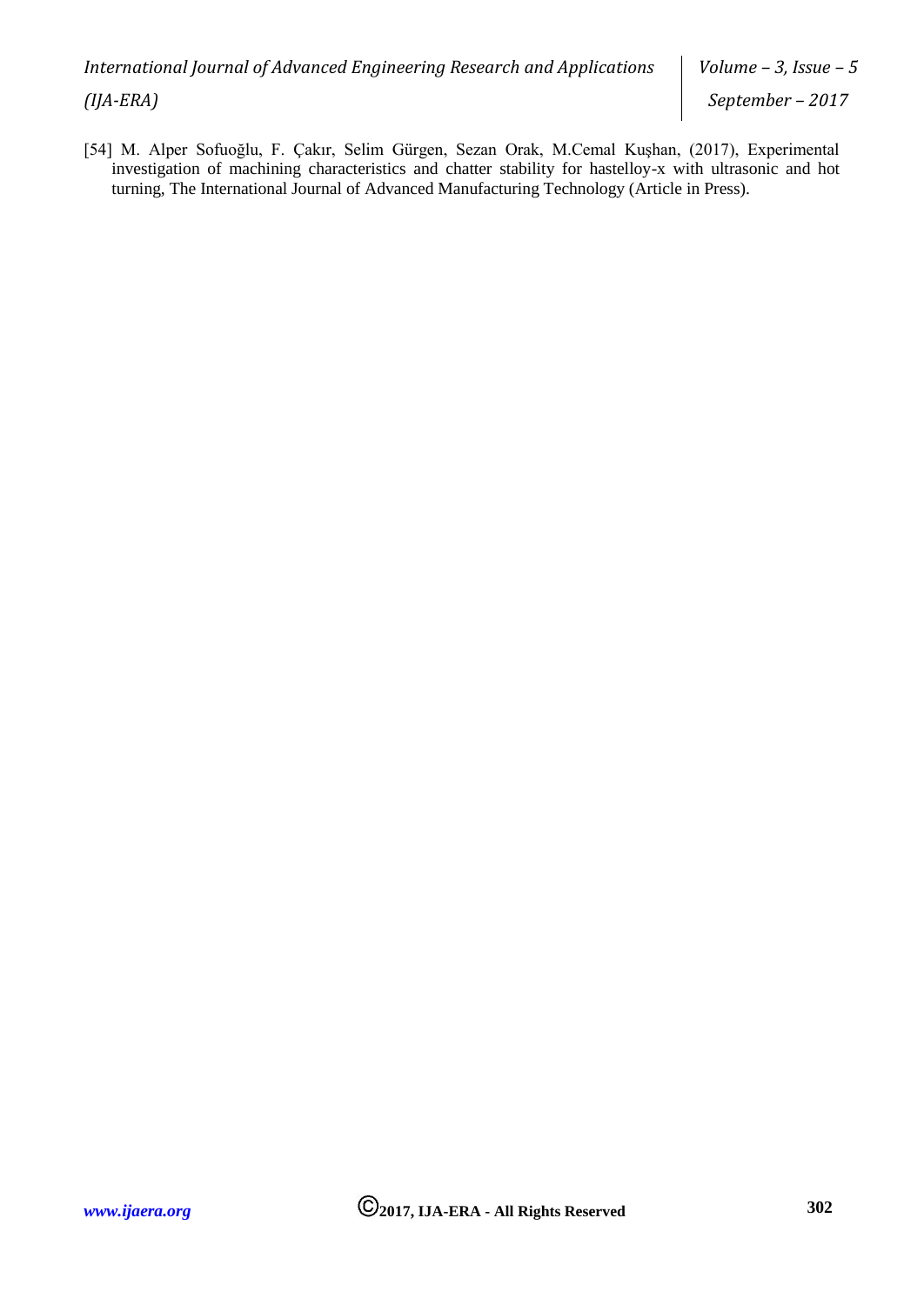[54] M. Alper Sofuoğlu, F. Çakır, Selim Gürgen, Sezan Orak, M.Cemal Kuşhan, (2017), Experimental investigation of machining characteristics and chatter stability for hastelloy-x with ultrasonic and hot turning, The International Journal of Advanced Manufacturing Technology (Article in Press).